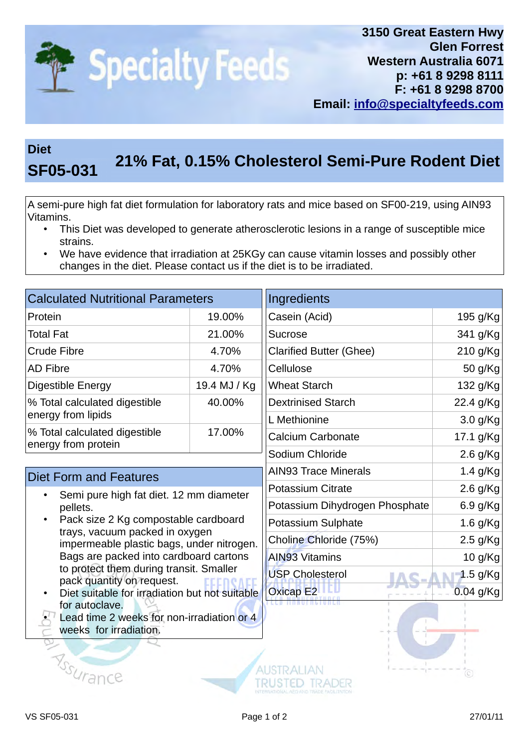# Specialty Feeds

**3150 Great Eastern Hwy**
**Glen Forrest**
**Western Australia 6071**
**p: +61 8 9298 8111**
**F: +61 8 9298 8700**
**Email: info@specialtyfeeds.com**

## Diet SF05-031 — 21% Fat, 0.15% Cholesterol Semi-Pure Rodent Diet

A semi-pure high fat diet formulation for laboratory rats and mice based on SF00-219, using AIN93 Vitamins.

- This Diet was developed to generate atherosclerotic lesions in a range of susceptible mice strains.
- We have evidence that irradiation at 25KGy can cause vitamin losses and possibly other changes in the diet. Please contact us if the diet is to be irradiated.

| Calculated Nutritional Parameters | |
|---|---|
| Protein | 19.00% |
| Total Fat | 21.00% |
| Crude Fibre | 4.70% |
| AD Fibre | 4.70% |
| Digestible Energy | 19.4 MJ / Kg |
| % Total calculated digestible energy from lipids | 40.00% |
| % Total calculated digestible energy from protein | 17.00% |

### Diet Form and Features

- Semi pure high fat diet. 12 mm diameter pellets.
- Pack size 2 Kg compostable cardboard trays, vacuum packed in oxygen impermeable plastic bags, under nitrogen. Bags are packed into cardboard cartons to protect them during transit. Smaller pack quantity on request.
- Diet suitable for irradiation but not suitable for autoclave.
- Lead time 2 weeks for non-irradiation or 4 weeks for irradiation.

| Ingredients | |
|---|---|
| Casein (Acid) | 195 g/Kg |
| Sucrose | 341 g/Kg |
| Clarified Butter (Ghee) | 210 g/Kg |
| Cellulose | 50 g/Kg |
| Wheat Starch | 132 g/Kg |
| Dextrinised Starch | 22.4 g/Kg |
| L Methionine | 3.0 g/Kg |
| Calcium Carbonate | 17.1 g/Kg |
| Sodium Chloride | 2.6 g/Kg |
| AIN93 Trace Minerals | 1.4 g/Kg |
| Potassium Citrate | 2.6 g/Kg |
| Potassium Dihydrogen Phosphate | 6.9 g/Kg |
| Potassium Sulphate | 1.6 g/Kg |
| Choline Chloride (75%) | 2.5 g/Kg |
| AIN93 Vitamins | 10 g/Kg |
| USP Cholesterol | 1.5 g/Kg |
| Oxicap E2 | 0.04 g/Kg |

VS SF05-031 27/01/11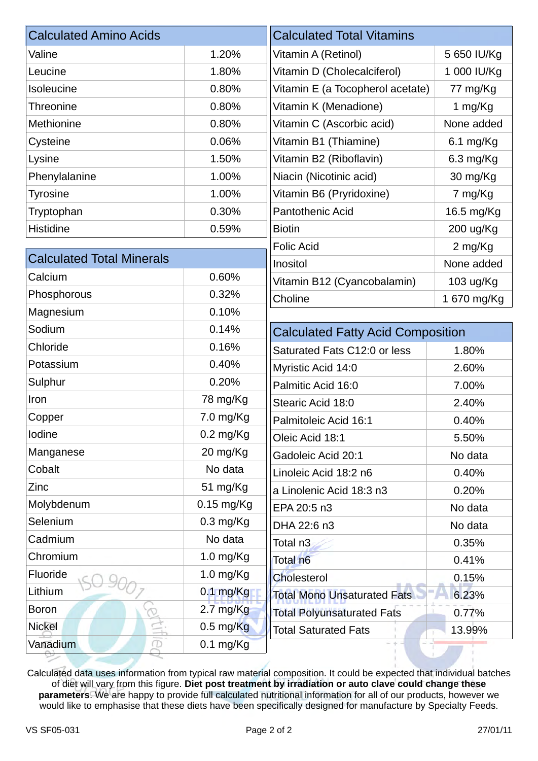| Calculated Amino Acids | |
|---|---|
| Valine | 1.20% |
| Leucine | 1.80% |
| Isoleucine | 0.80% |
| Threonine | 0.80% |
| Methionine | 0.80% |
| Cysteine | 0.06% |
| Lysine | 1.50% |
| Phenylalanine | 1.00% |
| Tyrosine | 1.00% |
| Tryptophan | 0.30% |
| Histidine | 0.59% |

| Calculated Total Minerals | |
|---|---|
| Calcium | 0.60% |
| Phosphorous | 0.32% |
| Magnesium | 0.10% |
| Sodium | 0.14% |
| Chloride | 0.16% |
| Potassium | 0.40% |
| Sulphur | 0.20% |
| Iron | 78 mg/Kg |
| Copper | 7.0 mg/Kg |
| Iodine | 0.2 mg/Kg |
| Manganese | 20 mg/Kg |
| Cobalt | No data |
| Zinc | 51 mg/Kg |
| Molybdenum | 0.15 mg/Kg |
| Selenium | 0.3 mg/Kg |
| Cadmium | No data |
| Chromium | 1.0 mg/Kg |
| Fluoride | 1.0 mg/Kg |
| Lithium | 0.1 mg/Kg |
| Boron | 2.7 mg/Kg |
| Nickel | 0.5 mg/Kg |
| Vanadium | 0.1 mg/Kg |

| Calculated Total Vitamins | |
|---|---|
| Vitamin A (Retinol) | 5 650 IU/Kg |
| Vitamin D (Cholecalciferol) | 1 000 IU/Kg |
| Vitamin E (a Tocopherol acetate) | 77 mg/Kg |
| Vitamin K (Menadione) | 1 mg/Kg |
| Vitamin C (Ascorbic acid) | None added |
| Vitamin B1 (Thiamine) | 6.1 mg/Kg |
| Vitamin B2 (Riboflavin) | 6.3 mg/Kg |
| Niacin (Nicotinic acid) | 30 mg/Kg |
| Vitamin B6 (Pryridoxine) | 7 mg/Kg |
| Pantothenic Acid | 16.5 mg/Kg |
| Biotin | 200 ug/Kg |
| Folic Acid | 2 mg/Kg |
| Inositol | None added |
| Vitamin B12 (Cyancobalamin) | 103 ug/Kg |
| Choline | 1 670 mg/Kg |

| Calculated Fatty Acid Composition | |
|---|---|
| Saturated Fats C12:0 or less | 1.80% |
| Myristic Acid 14:0 | 2.60% |
| Palmitic Acid 16:0 | 7.00% |
| Stearic Acid 18:0 | 2.40% |
| Palmitoleic Acid 16:1 | 0.40% |
| Oleic Acid 18:1 | 5.50% |
| Gadoleic Acid 20:1 | No data |
| Linoleic Acid 18:2 n6 | 0.40% |
| a Linolenic Acid 18:3 n3 | 0.20% |
| EPA 20:5 n3 | No data |
| DHA 22:6 n3 | No data |
| Total n3 | 0.35% |
| Total n6 | 0.41% |
| Cholesterol | 0.15% |
| Total Mono Unsaturated Fats | 6.23% |
| Total Polyunsaturated Fats | 0.77% |
| Total Saturated Fats | 13.99% |

Calculated data uses information from typical raw material composition. It could be expected that individual batches of diet will vary from this figure. **Diet post treatment by irradiation or auto clave could change these parameters**. We are happy to provide full calculated nutritional information for all of our products, however we would like to emphasise that these diets have been specifically designed for manufacture by Specialty Feeds.

VS SF05-031 27/01/11